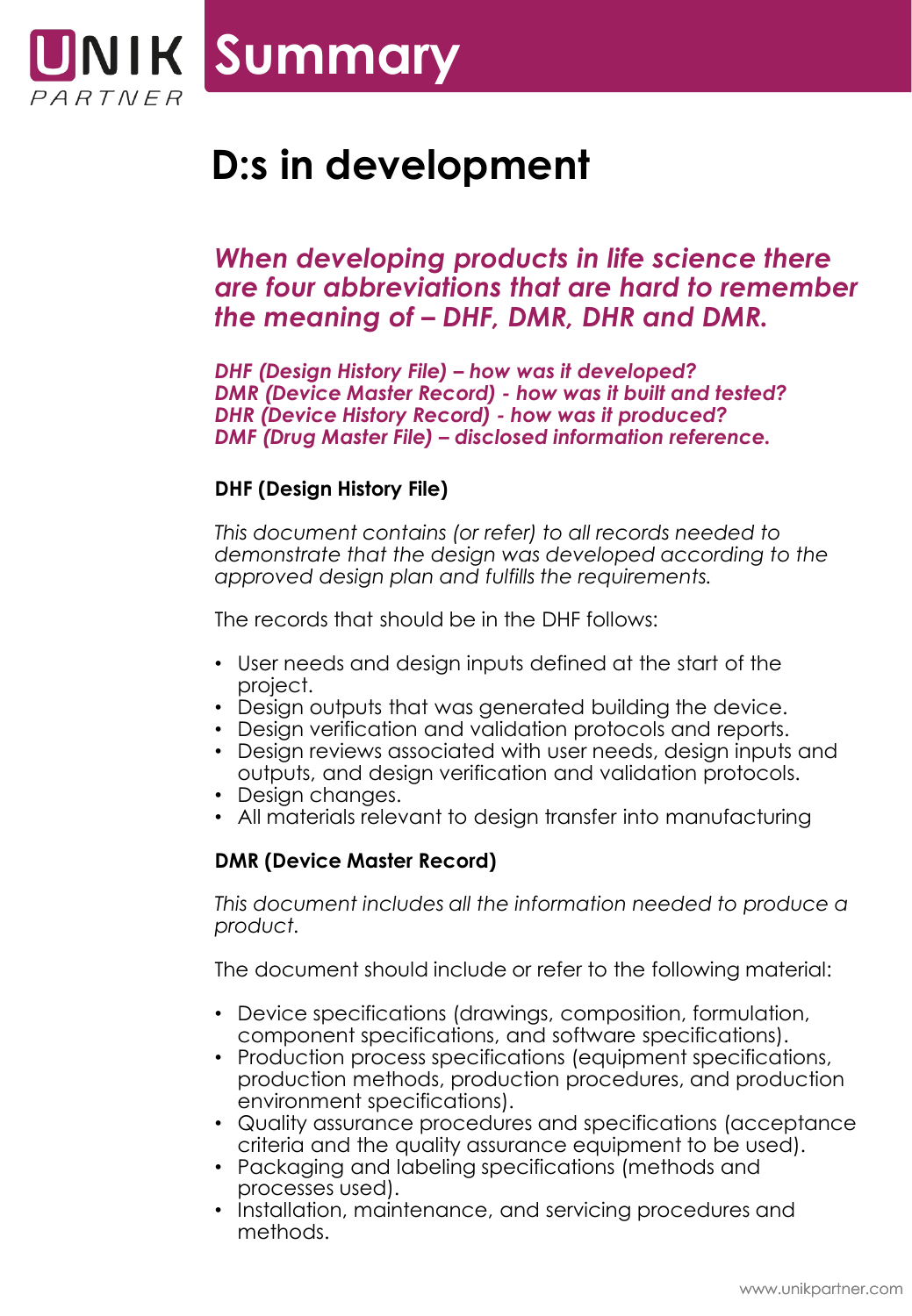# Summary

## D:s in development

***When developing products in life science there are four abbreviations that are hard to remember the meaning of – DHF, DMR, DHR and DMR.***

***DHF (Design History File) – how was it developed?***
***DMR (Device Master Record) - how was it built and tested?***
***DHR (Device History Record) - how was it produced?***
***DMF (Drug Master File) – disclosed information reference.***

### DHF (Design History File)

*This document contains (or refer) to all records needed to demonstrate that the design was developed according to the approved design plan and fulfills the requirements.*

The records that should be in the DHF follows:

- User needs and design inputs defined at the start of the project.
- Design outputs that was generated building the device.
- Design verification and validation protocols and reports.
- Design reviews associated with user needs, design inputs and outputs, and design verification and validation protocols.
- Design changes.
- All materials relevant to design transfer into manufacturing

### DMR (Device Master Record)

*This document includes all the information needed to produce a product.*

The document should include or refer to the following material:

- Device specifications (drawings, composition, formulation, component specifications, and software specifications).
- Production process specifications (equipment specifications, production methods, production procedures, and production environment specifications).
- Quality assurance procedures and specifications (acceptance criteria and the quality assurance equipment to be used).
- Packaging and labeling specifications (methods and processes used).
- Installation, maintenance, and servicing procedures and methods.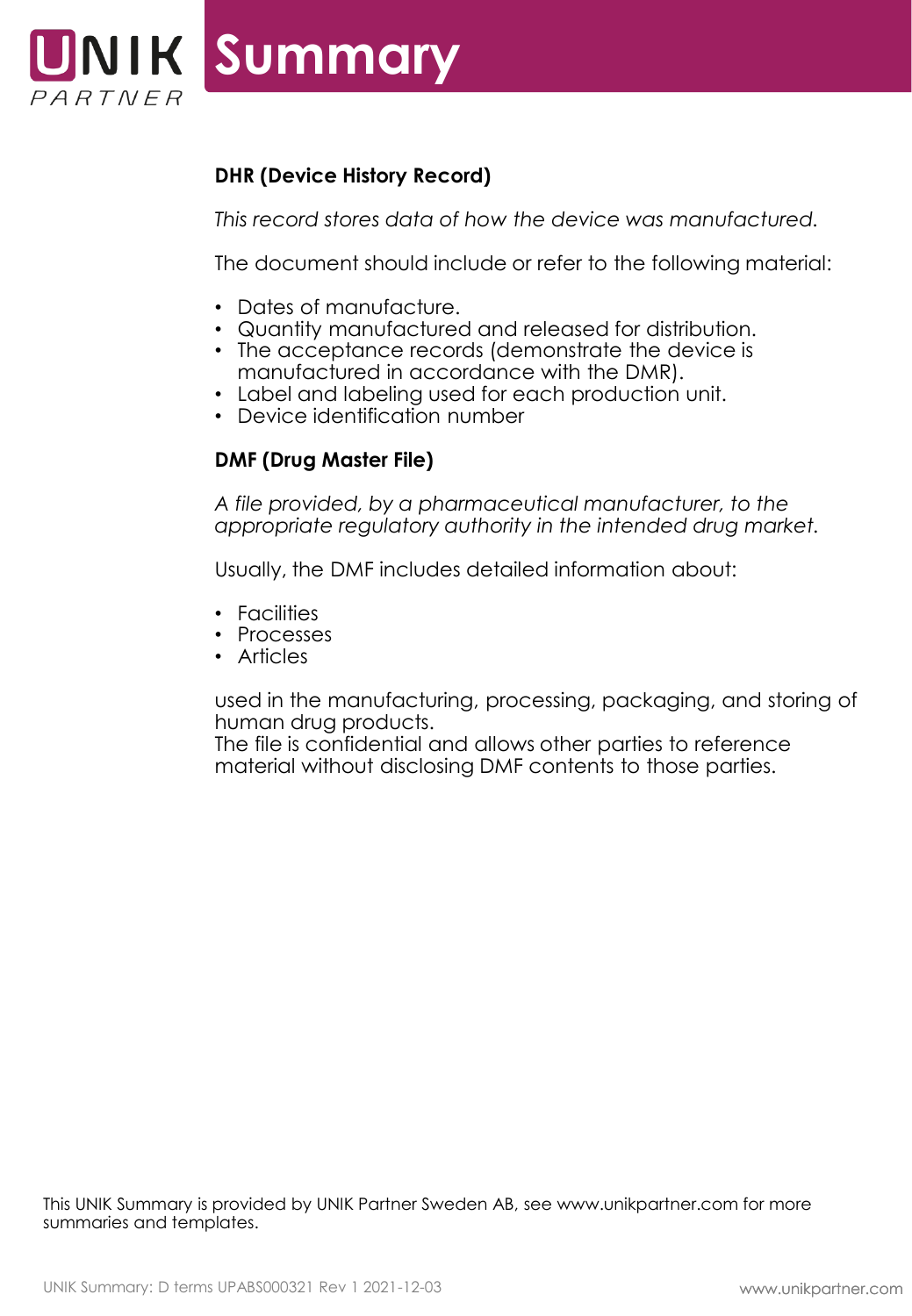# Summary

**DHR (Device History Record)**

*This record stores data of how the device was manufactured.*

The document should include or refer to the following material:

- Dates of manufacture.
- Quantity manufactured and released for distribution.
- The acceptance records (demonstrate the device is manufactured in accordance with the DMR).
- Label and labeling used for each production unit.
- Device identification number

**DMF (Drug Master File)**

*A file provided, by a pharmaceutical manufacturer, to the appropriate regulatory authority in the intended drug market.*

Usually, the DMF includes detailed information about:

- Facilities
- Processes
- Articles

used in the manufacturing, processing, packaging, and storing of human drug products.
The file is confidential and allows other parties to reference material without disclosing DMF contents to those parties.

This UNIK Summary is provided by UNIK Partner Sweden AB, see www.unikpartner.com for more summaries and templates.